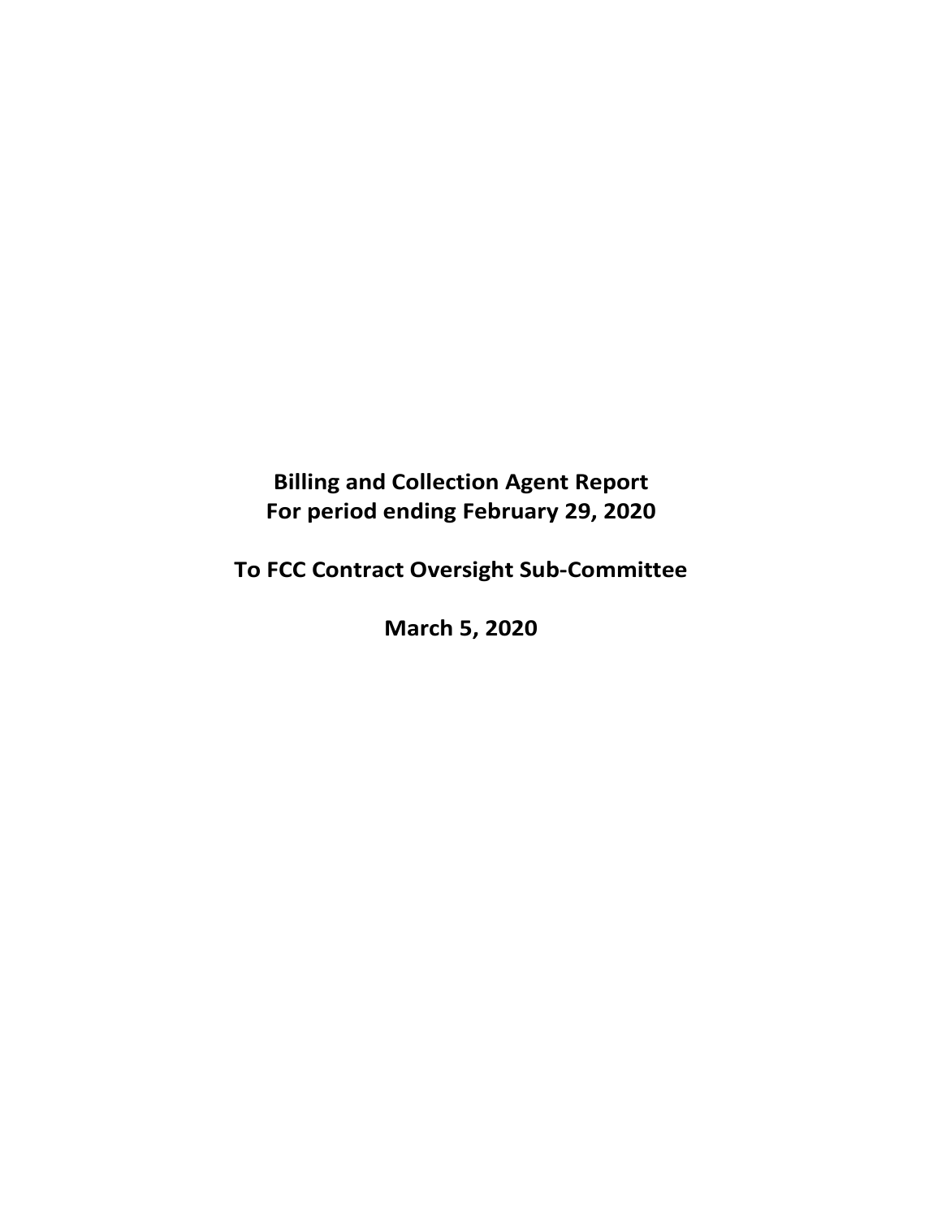# Billing and Collection Agent Report
# For period ending February 29, 2020

# To FCC Contract Oversight Sub-Committee

# March 5, 2020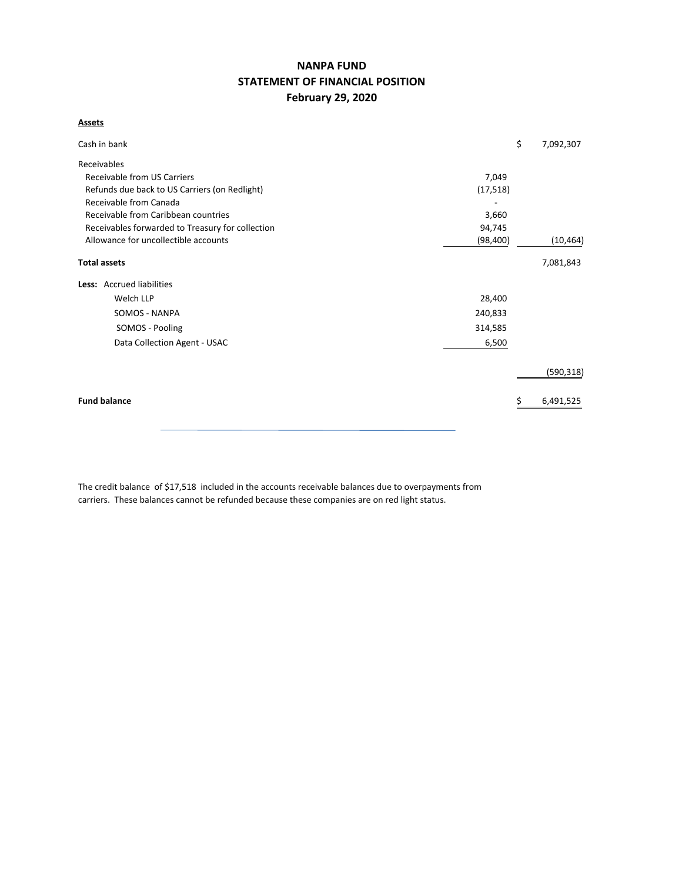# NANPA FUND
## STATEMENT OF FINANCIAL POSITION
### February 29, 2020

**Assets**

| | | |
|---|---|---|
| Cash in bank | | $ 7,092,307 |
| Receivables | | |
| Receivable from US Carriers | 7,049 | |
| Refunds due back to US Carriers (on Redlight) | (17,518) | |
| Receivable from Canada | - | |
| Receivable from Caribbean countries | 3,660 | |
| Receivables forwarded to Treasury for collection | 94,745 | |
| Allowance for uncollectible accounts | (98,400) | (10,464) |
| **Total assets** | | 7,081,843 |
| **Less:** Accrued liabilities | | |
| Welch LLP | 28,400 | |
| SOMOS - NANPA | 240,833 | |
| SOMOS - Pooling | 314,585 | |
| Data Collection Agent - USAC | 6,500 | |
| | | (590,318) |
| **Fund balance** | | $ 6,491,525 |

The credit balance of $17,518 included in the accounts receivable balances due to overpayments from carriers. These balances cannot be refunded because these companies are on red light status.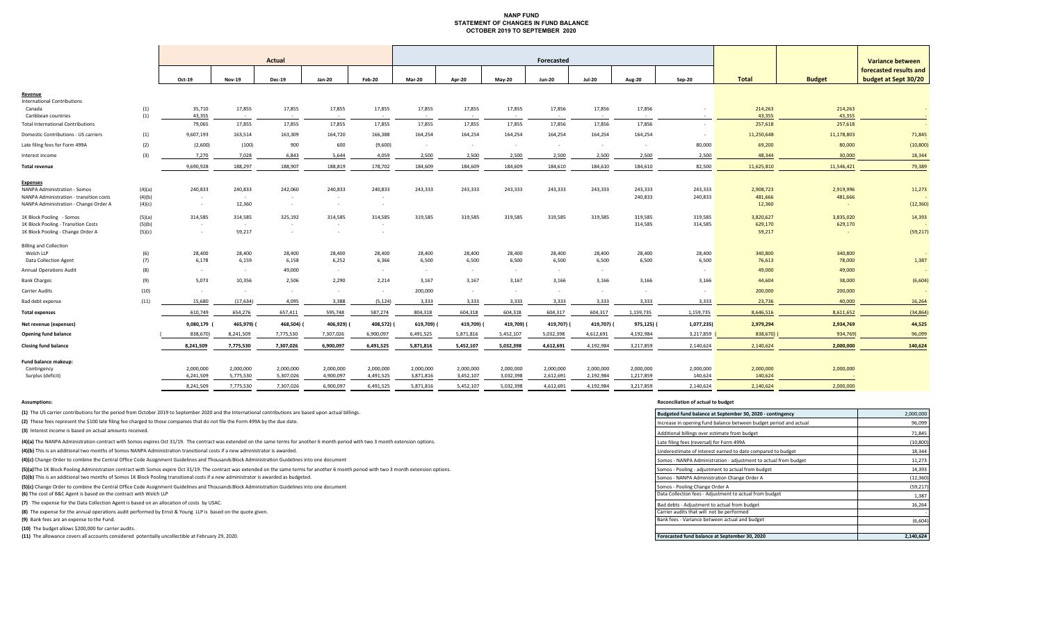# NANP FUND
## STATEMENT OF CHANGES IN FUND BALANCE
### OCTOBER 2019 TO SEPTEMBER 2020

| | | Actual | | | | | Forecasted | | | | | | | | | Variance between forecasted results and budget at Sept 30/20 |
|---|---|---|---|---|---|---|---|---|---|---|---|---|---|---|---|---|
| | | Oct-19 | Nov-19 | Dec-19 | Jan-20 | Feb-20 | Mar-20 | Apr-20 | May-20 | Jun-20 | Jul-20 | Aug-20 | Sep-20 | Total | Budget | |
| **Revenue** | | | | | | | | | | | | | | | | |
| International Contributions | | | | | | | | | | | | | | | | |
| Canada | (1) | 35,710 | 17,855 | 17,855 | 17,855 | 17,855 | 17,855 | 17,855 | 17,855 | 17,856 | 17,856 | 17,856 | - | 214,263 | 214,263 | - |
| Caribbean countries | (1) | 43,355 | - | - | - | - | - | - | - | - | - | - | - | 43,355 | 43,355 | - |
| Total International Contributions | | 79,065 | 17,855 | 17,855 | 17,855 | 17,855 | 17,855 | 17,855 | 17,855 | 17,856 | 17,856 | 17,856 | - | 257,618 | 257,618 | - |
| Domestic Contributions - US carriers | (1) | 9,607,193 | 163,514 | 163,309 | 164,720 | 166,388 | 164,254 | 164,254 | 164,254 | 164,254 | 164,254 | 164,254 | - | 11,250,648 | 11,178,803 | 71,845 |
| Late filing fees for Form 499A | (2) | (2,600) | (100) | 900 | 600 | (9,600) | - | - | - | - | - | - | 80,000 | 69,200 | 80,000 | (10,800) |
| Interest income | (3) | 7,270 | 7,028 | 6,843 | 5,644 | 4,059 | 2,500 | 2,500 | 2,500 | 2,500 | 2,500 | 2,500 | 2,500 | 48,344 | 30,000 | 18,344 |
| **Total revenue** | | 9,690,928 | 188,297 | 188,907 | 188,819 | 178,702 | 184,609 | 184,609 | 184,609 | 184,610 | 184,610 | 184,610 | 82,500 | 11,625,810 | 11,546,421 | 79,389 |
| **Expenses** | | | | | | | | | | | | | | | | |
| NANPA Administration - Somos | (4)(a) | 240,833 | 240,833 | 242,060 | 240,833 | 240,833 | 243,333 | 243,333 | 243,333 | 243,333 | 243,333 | 243,333 | 243,333 | 2,908,723 | 2,919,996 | 11,273 |
| NANPA Administration - transition costs | (4)(b) | - | - | - | - | - | | | | | | 240,833 | 240,833 | 481,666 | 481,666 | - |
| NANPA Administration - Change Order A | (4)(c) | - | 12,360 | - | - | - | | | | | | | | 12,360 | - | (12,360) |
| 1K Block Pooling - Somos | (5)(a) | 314,585 | 314,585 | 325,192 | 314,585 | 314,585 | 319,585 | 319,585 | 319,585 | 319,585 | 319,585 | 319,585 | 319,585 | 3,820,627 | 3,835,020 | 14,393 |
| 1K Block Pooling - Transition Costs | (5)(b) | - | - | - | - | - | | | | | | 314,585 | 314,585 | 629,170 | 629,170 | - |
| 1K Block Pooling - Change Order A | (5)(c) | - | 59,217 | - | - | - | | | | | | | | 59,217 | - | (59,217) |
| Billing and Collection | | | | | | | | | | | | | | | | |
| Welch LLP | (6) | 28,400 | 28,400 | 28,400 | 28,400 | 28,400 | 28,400 | 28,400 | 28,400 | 28,400 | 28,400 | 28,400 | 28,400 | 340,800 | 340,800 | - |
| Data Collection Agent | (7) | 6,178 | 6,159 | 6,158 | 6,252 | 6,366 | 6,500 | 6,500 | 6,500 | 6,500 | 6,500 | 6,500 | 6,500 | 76,613 | 78,000 | 1,387 |
| Annual Operations Audit | (8) | - | - | 49,000 | - | - | - | - | - | - | - | - | - | 49,000 | 49,000 | - |
| Bank Charges | (9) | 5,073 | 10,356 | 2,506 | 2,290 | 2,214 | 3,167 | 3,167 | 3,167 | 3,166 | 3,166 | 3,166 | 3,166 | 44,604 | 38,000 | (6,604) |
| Carrier Audits | (10) | - | - | - | - | - | 200,000 | - | - | - | - | - | - | 200,000 | 200,000 | - |
| Bad debt expense | (11) | 15,680 | (17,634) | 4,095 | 3,388 | (5,124) | 3,333 | 3,333 | 3,333 | 3,333 | 3,333 | 3,333 | 3,333 | 23,736 | 40,000 | 16,264 |
| **Total expenses** | | 610,749 | 654,276 | 657,411 | 595,748 | 587,274 | 804,318 | 604,318 | 604,318 | 604,317 | 604,317 | 1,159,735 | 1,159,735 | 8,646,516 | 8,611,652 | (34,864) |
| **Net revenue (expenses)** | | 9,080,179 | (465,979) | (468,504) | (406,929) | (408,572) | (619,709) | (419,709) | (419,709) | (419,707) | (419,707) | (975,125) | (1,077,235) | 2,979,294 | 2,934,769 | 44,525 |
| **Opening fund balance** | | (838,670) | 8,241,509 | 7,775,530 | 7,307,026 | 6,900,097 | 6,491,525 | 5,871,816 | 5,452,107 | 5,032,398 | 4,612,691 | 4,192,984 | 3,217,859 | (838,670) | (934,769) | 96,099 |
| **Closing fund balance** | | 8,241,509 | 7,775,530 | 7,307,026 | 6,900,097 | 6,491,525 | 5,871,816 | 5,452,107 | 5,032,398 | 4,612,691 | 4,192,984 | 3,217,859 | 2,140,624 | 2,140,624 | 2,000,000 | 140,624 |
| **Fund balance makeup:** | | | | | | | | | | | | | | | | |
| Contingency | | 2,000,000 | 2,000,000 | 2,000,000 | 2,000,000 | 2,000,000 | 2,000,000 | 2,000,000 | 2,000,000 | 2,000,000 | 2,000,000 | 2,000,000 | 2,000,000 | 2,000,000 | 2,000,000 | |
| Surplus (deficit) | | 6,241,509 | 5,775,530 | 5,307,026 | 4,900,097 | 4,491,525 | 3,871,816 | 3,452,107 | 3,032,398 | 2,612,691 | 2,192,984 | 1,217,859 | 140,624 | 140,624 | - | |
| | | 8,241,509 | 7,775,530 | 7,307,026 | 6,900,097 | 6,491,525 | 5,871,816 | 5,452,107 | 5,032,398 | 4,612,691 | 4,192,984 | 3,217,859 | 2,140,624 | 2,140,624 | 2,000,000 | |

**Assumptions:**

**(1)** The US carrier contributions for the period from October 2019 to September 2020 and the International contributions are based upon actual billings.

**(2)** These fees represent the $100 late filing fee charged to those companies that do not file the Form 499A by the due date.

**(3)** Interest income is based on actual amounts received.

**(4)(a)** The NANPA Administration contract with Somos expires Oct 31/19. The contract was extended on the same terms for another 6 month period with two 3 month extension options.

**(4)(b)** This is an additional two months of Somos NANPA Administration transitional costs if a new administrator is awarded.

**(4)(c)** Change Order to combine the Central Office Code Assignment Guidelines and Thousands Block Administration Guidelines into one document

**(5)(a)** The 1K Block Pooling Administration contract with Somos expire Oct 31/19. The contract was extended on the same terms for another 6 month period with two 3 month extension options.

**(5)(b)** This is an additional two months of Somos 1K Block Pooling transitional costs if a new administrator is awarded as budgeted.

**(5)(c)** Change Order to combine the Central Office Code Assignment Guidelines and Thousands Block Administration Guidelines into one document

**(6)** The cost of B&C Agent is based on the contract with Welch LLP

**(7)** The expense for the Data Collection Agent is based on an allocation of costs by USAC.

**(8)** The expense for the annual operations audit performed by Ernst & Young LLP is based on the quote given.

**(9)** Bank fees are an expense to the Fund.

**(10)** The budget allows $200,000 for carrier audits.

**(11)** The allowance covers all accounts considered potentially uncollectible at February 29, 2020.

**Reconciliation of actual to budget**

| Budgeted fund balance at September 30, 2020 - contingency | 2,000,000 |
|---|---|
| Increase in opening fund balance between budget period and actual | 96,099 |
| Additional billings over estimate from budget | 71,845 |
| Late filing fees (reversal) for Form 499A | (10,800) |
| Underestimate of interest earned to date compared to budget | 18,344 |
| Somos - NANPA Administration - adjustment to actual from budget | 11,273 |
| Somos - Pooling - adjustment to actual from budget | 14,393 |
| Somos - NANPA Administration Change Order A | (12,360) |
| Somos - Pooling Change Order A | (59,217) |
| Data Collection fees - Adjustment to actual from budget | 1,387 |
| Bad debts - Adjustment to actual from budget | 16,264 |
| Carrier audits that will not be performed | - |
| Bank fees - Variance between actual and budget | (6,604) |
| | |
| **Forecasted fund balance at September 30, 2020** | **2,140,624** |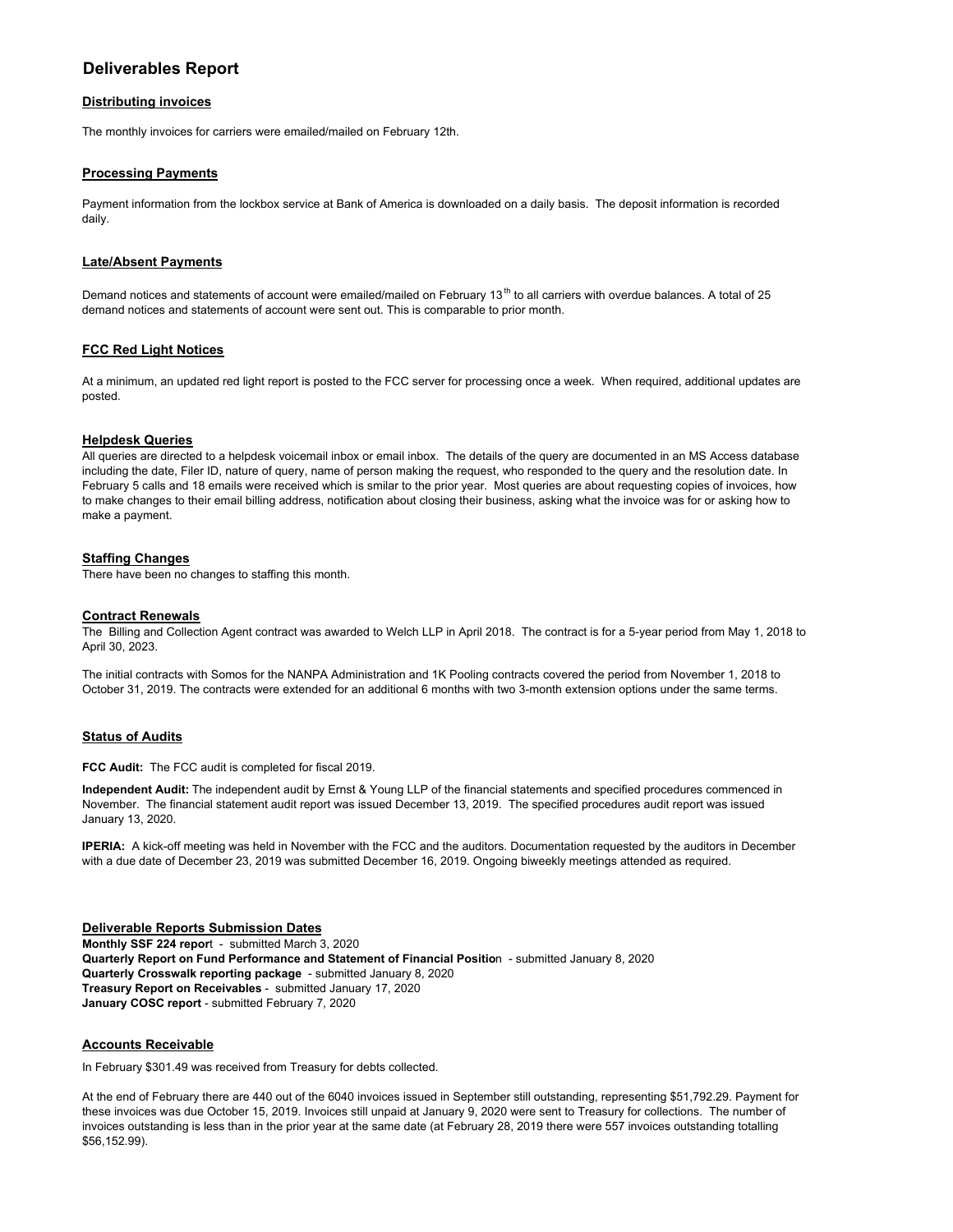# Deliverables Report

## Distributing invoices

The monthly invoices for carriers were emailed/mailed on February 12th.

## Processing Payments

Payment information from the lockbox service at Bank of America is downloaded on a daily basis. The deposit information is recorded daily.

## Late/Absent Payments

Demand notices and statements of account were emailed/mailed on February 13th to all carriers with overdue balances. A total of 25 demand notices and statements of account were sent out. This is comparable to prior month.

## FCC Red Light Notices

At a minimum, an updated red light report is posted to the FCC server for processing once a week. When required, additional updates are posted.

## Helpdesk Queries

All queries are directed to a helpdesk voicemail inbox or email inbox. The details of the query are documented in an MS Access database including the date, Filer ID, nature of query, name of person making the request, who responded to the query and the resolution date. In February 5 calls and 18 emails were received which is smilar to the prior year. Most queries are about requesting copies of invoices, how to make changes to their email billing address, notification about closing their business, asking what the invoice was for or asking how to make a payment.

## Staffing Changes

There have been no changes to staffing this month.

## Contract Renewals

The Billing and Collection Agent contract was awarded to Welch LLP in April 2018. The contract is for a 5-year period from May 1, 2018 to April 30, 2023.

The initial contracts with Somos for the NANPA Administration and 1K Pooling contracts covered the period from November 1, 2018 to October 31, 2019. The contracts were extended for an additional 6 months with two 3-month extension options under the same terms.

## Status of Audits

**FCC Audit:** The FCC audit is completed for fiscal 2019.

**Independent Audit:** The independent audit by Ernst & Young LLP of the financial statements and specified procedures commenced in November. The financial statement audit report was issued December 13, 2019. The specified procedures audit report was issued January 13, 2020.

**IPERIA:** A kick-off meeting was held in November with the FCC and the auditors. Documentation requested by the auditors in December with a due date of December 23, 2019 was submitted December 16, 2019. Ongoing biweekly meetings attended as required.

## Deliverable Reports Submission Dates

**Monthly SSF 224 report** - submitted March 3, 2020
**Quarterly Report on Fund Performance and Statement of Financial Position** - submitted January 8, 2020
**Quarterly Crosswalk reporting package** - submitted January 8, 2020
**Treasury Report on Receivables** - submitted January 17, 2020
**January COSC report** - submitted February 7, 2020

## Accounts Receivable

In February $301.49 was received from Treasury for debts collected.

At the end of February there are 440 out of the 6040 invoices issued in September still outstanding, representing $51,792.29. Payment for these invoices was due October 15, 2019. Invoices still unpaid at January 9, 2020 were sent to Treasury for collections. The number of invoices outstanding is less than in the prior year at the same date (at February 28, 2019 there were 557 invoices outstanding totalling $56,152.99).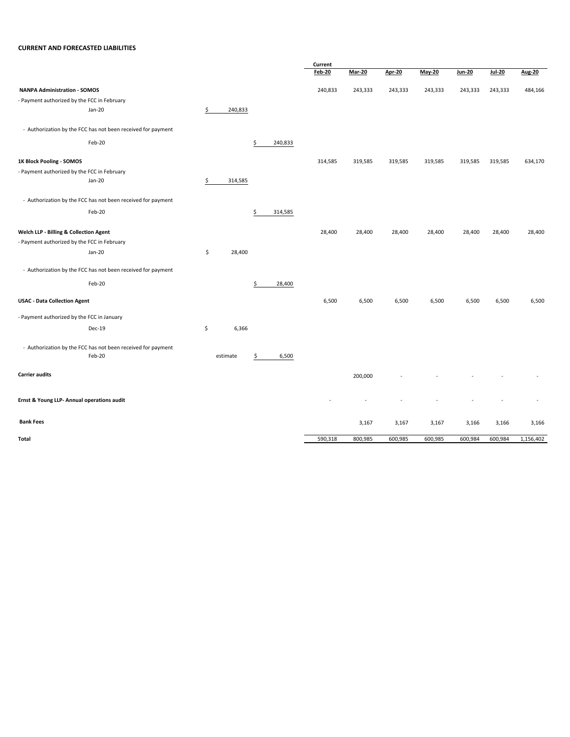**CURRENT AND FORECASTED LIABILITIES**

| | | | Current Feb-20 | Mar-20 | Apr-20 | May-20 | Jun-20 | Jul-20 | Aug-20 |
|---|---|---|---|---|---|---|---|---|---|
| **NANPA Administration - SOMOS** | | | 240,833 | 243,333 | 243,333 | 243,333 | 243,333 | 243,333 | 484,166 |
| - Payment authorized by the FCC in February | | | | | | | | | |
| Jan-20 | $ 240,833 | | | | | | | | |
| - Authorization by the FCC has not been received for payment | | | | | | | | | |
| Feb-20 | | $ 240,833 | | | | | | | |
| **1K Block Pooling - SOMOS** | | | 314,585 | 319,585 | 319,585 | 319,585 | 319,585 | 319,585 | 634,170 |
| - Payment authorized by the FCC in February | | | | | | | | | |
| Jan-20 | $ 314,585 | | | | | | | | |
| - Authorization by the FCC has not been received for payment | | | | | | | | | |
| Feb-20 | | $ 314,585 | | | | | | | |
| **Welch LLP - Billing & Collection Agent** | | | 28,400 | 28,400 | 28,400 | 28,400 | 28,400 | 28,400 | 28,400 |
| - Payment authorized by the FCC in February | | | | | | | | | |
| Jan-20 | $ 28,400 | | | | | | | | |
| - Authorization by the FCC has not been received for payment | | | | | | | | | |
| Feb-20 | | $ 28,400 | | | | | | | |
| **USAC - Data Collection Agent** | | | 6,500 | 6,500 | 6,500 | 6,500 | 6,500 | 6,500 | 6,500 |
| - Payment authorized by the FCC in January | | | | | | | | | |
| Dec-19 | $ 6,366 | | | | | | | | |
| - Authorization by the FCC has not been received for payment | | | | | | | | | |
| Feb-20 | estimate | $ 6,500 | | | | | | | |
| **Carrier audits** | | | | 200,000 | - | - | - | - | - |
| **Ernst & Young LLP- Annual operations audit** | | | - | - | - | - | - | - | - |
| **Bank Fees** | | | | 3,167 | 3,167 | 3,167 | 3,166 | 3,166 | 3,166 |
| **Total** | | | 590,318 | 800,985 | 600,985 | 600,985 | 600,984 | 600,984 | 1,156,402 |